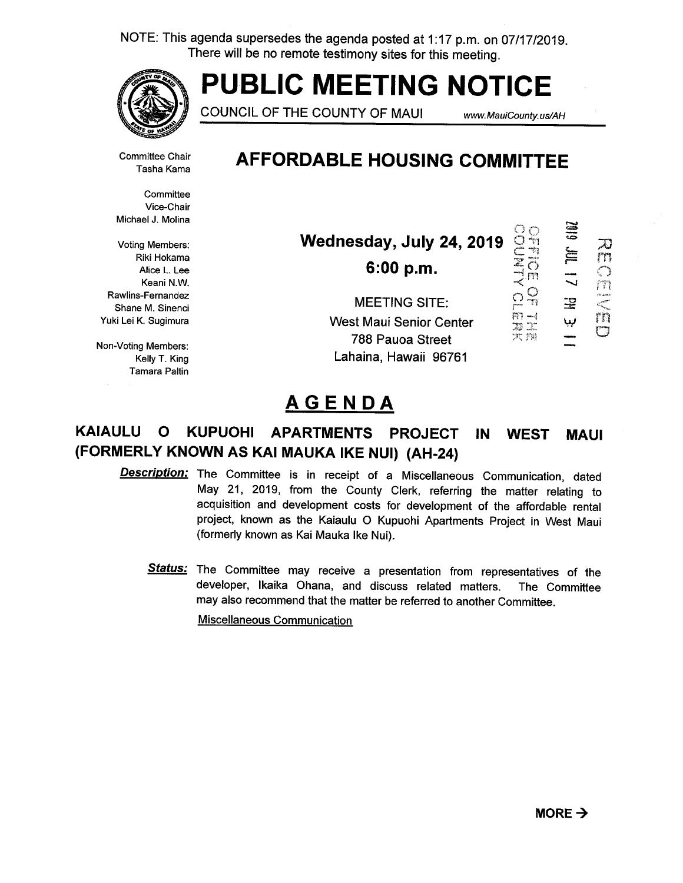NOTE: This agenda supersedes the agenda posted at 1:17 p.m. on 07/17/2019.
There will be no remote testimony sites for this meeting.

# PUBLIC MEETING NOTICE

COUNCIL OF THE COUNTY OF MAUI    www.MauiCounty.us/AH

Committee Chair
Tasha Kama

Committee
Vice-Chair
Michael J. Molina

Voting Members:
Riki Hokama
Alice L. Lee
Keani N.W. Rawlins-Fernandez
Shane M. Sinenci
Yuki Lei K. Sugimura

Non-Voting Members:
Kelly T. King
Tamara Paltin

# AFFORDABLE HOUSING COMMITTEE

**Wednesday, July 24, 2019**

**6:00 p.m.**

MEETING SITE:
West Maui Senior Center
788 Pauoa Street
Lahaina, Hawaii 96761

OFFICE OF THE COUNTY CLERK
2019 JUL 17 PM 3:11
RECEIVED

# AGENDA

## KAIAULU O KUPUOHI APARTMENTS PROJECT IN WEST MAUI (FORMERLY KNOWN AS KAI MAUKA IKE NUI) (AH-24)

***Description:*** The Committee is in receipt of a Miscellaneous Communication, dated May 21, 2019, from the County Clerk, referring the matter relating to acquisition and development costs for development of the affordable rental project, known as the Kaiaulu O Kupuohi Apartments Project in West Maui (formerly known as Kai Mauka Ike Nui).

***Status:*** The Committee may receive a presentation from representatives of the developer, Ikaika Ohana, and discuss related matters. The Committee may also recommend that the matter be referred to another Committee.

Miscellaneous Communication

**MORE →**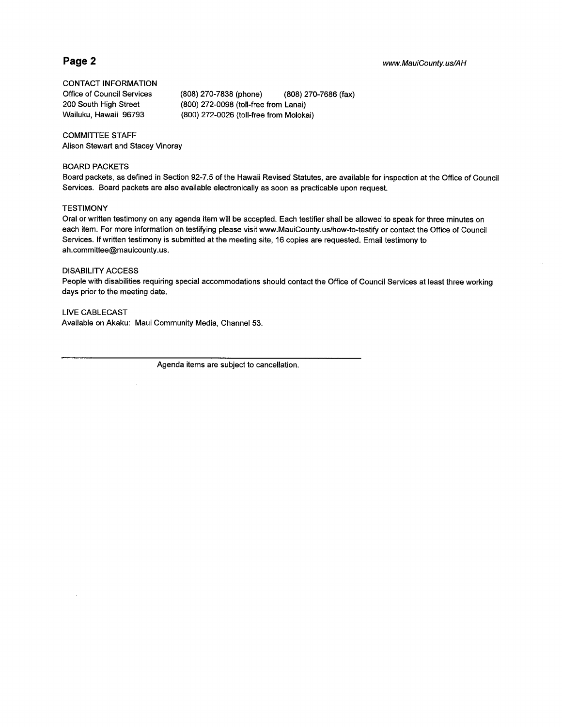CONTACT INFORMATION

| | |
|---|---|
| Office of Council Services | (808) 270-7838 (phone) (808) 270-7686 (fax) |
| 200 South High Street | (800) 272-0098 (toll-free from Lanai) |
| Wailuku, Hawaii 96793 | (800) 272-0026 (toll-free from Molokai) |

COMMITTEE STAFF
Alison Stewart and Stacey Vinoray

BOARD PACKETS
Board packets, as defined in Section 92-7.5 of the Hawaii Revised Statutes, are available for inspection at the Office of Council Services. Board packets are also available electronically as soon as practicable upon request.

TESTIMONY
Oral or written testimony on any agenda item will be accepted. Each testifier shall be allowed to speak for three minutes on each item. For more information on testifying please visit www.MauiCounty.us/how-to-testify or contact the Office of Council Services. If written testimony is submitted at the meeting site, 16 copies are requested. Email testimony to ah.committee@mauicounty.us.

DISABILITY ACCESS
People with disabilities requiring special accommodations should contact the Office of Council Services at least three working days prior to the meeting date.

LIVE CABLECAST
Available on Akaku: Maui Community Media, Channel 53.

---

Agenda items are subject to cancellation.